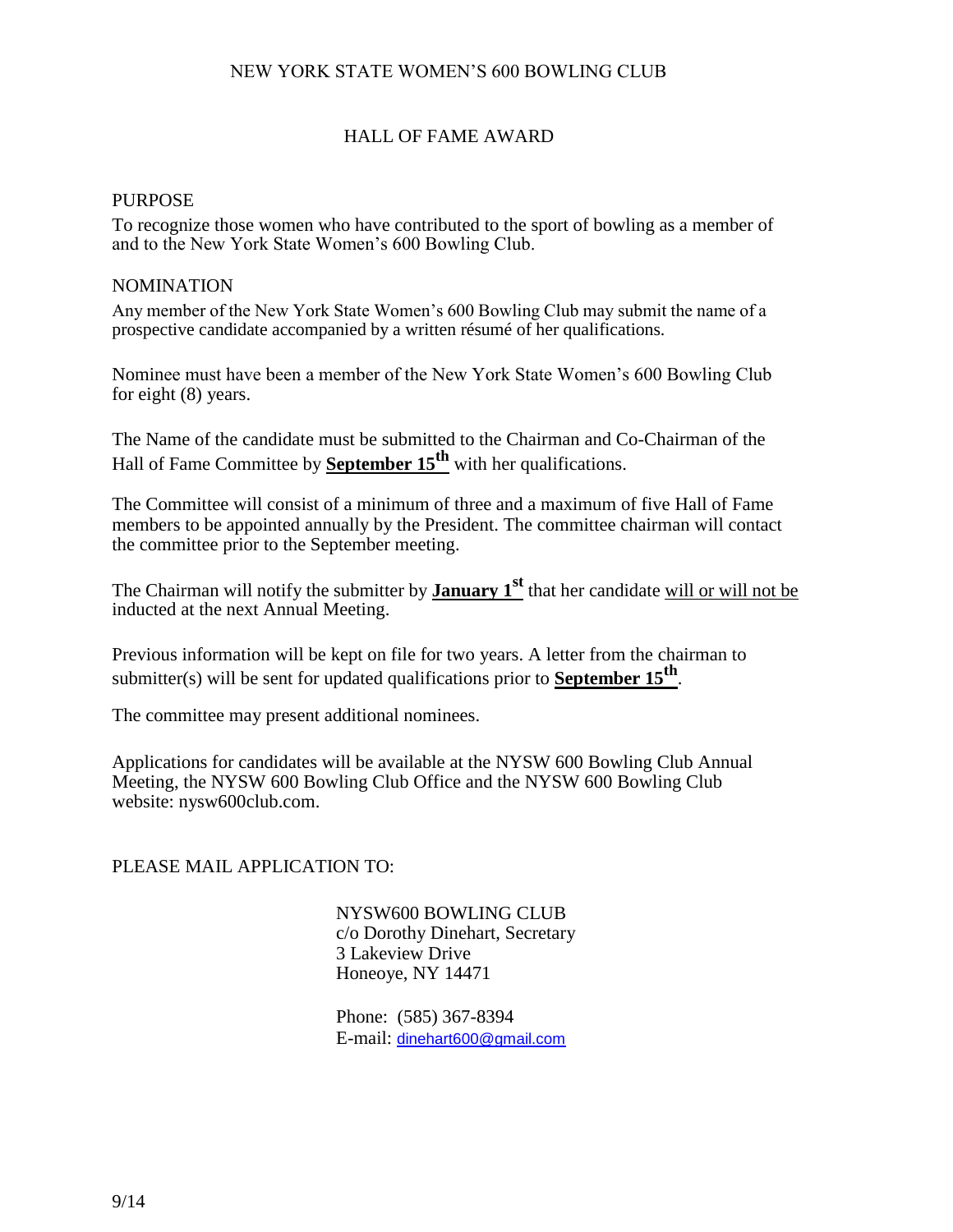# NEW YORK STATE WOMEN'S 600 BOWLING CLUB

## HALL OF FAME AWARD

### PURPOSE

To recognize those women who have contributed to the sport of bowling as a member of and to the New York State Women's 600 Bowling Club.

### NOMINATION

Any member of the New York State Women's 600 Bowling Club may submit the name of a prospective candidate accompanied by a written résumé of her qualifications.

Nominee must have been a member of the New York State Women's 600 Bowling Club for eight (8) years.

The Name of the candidate must be submitted to the Chairman and Co-Chairman of the Hall of Fame Committee by **<u>September 15th</u>** with her qualifications.

The Committee will consist of a minimum of three and a maximum of five Hall of Fame members to be appointed annually by the President. The committee chairman will contact the committee prior to the September meeting.

The Chairman will notify the submitter by **<u>January 1st</u>** that her candidate <u>will or will not be</u> inducted at the next Annual Meeting.

Previous information will be kept on file for two years. A letter from the chairman to submitter(s) will be sent for updated qualifications prior to **<u>September 15th</u>**.

The committee may present additional nominees.

Applications for candidates will be available at the NYSW 600 Bowling Club Annual Meeting, the NYSW 600 Bowling Club Office and the NYSW 600 Bowling Club website: nysw600club.com.

PLEASE MAIL APPLICATION TO:

NYSW600 BOWLING CLUB
c/o Dorothy Dinehart, Secretary
3 Lakeview Drive
Honeoye, NY 14471

Phone: (585) 367-8394
E-mail: dinehart600@gmail.com

9/14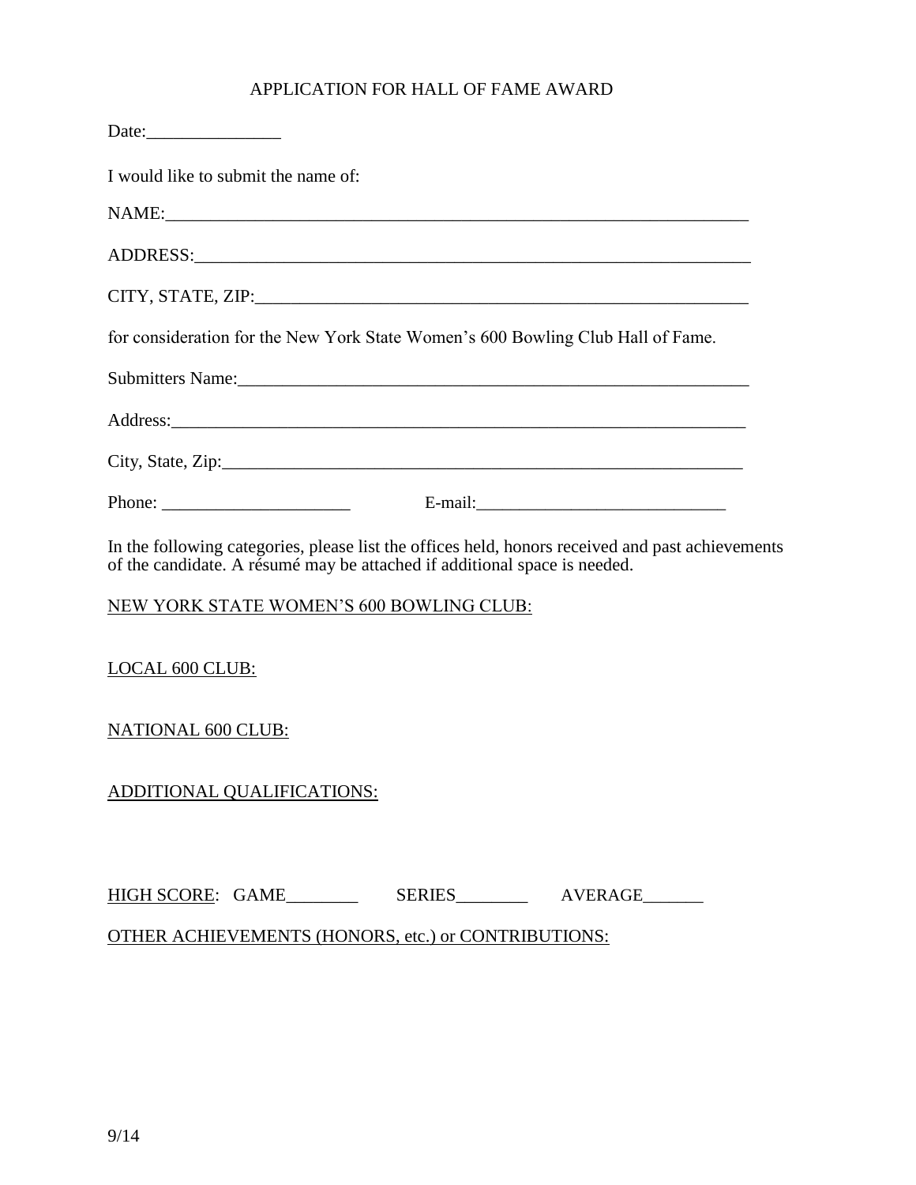# APPLICATION FOR HALL OF FAME AWARD

Date:_______________

I would like to submit the name of:

NAME:_____________________________________________________________________

ADDRESS:__________________________________________________________________

CITY, STATE, ZIP:__________________________________________________________

for consideration for the New York State Women's 600 Bowling Club Hall of Fame.

Submitters Name:___________________________________________________________

Address:__________________________________________________________________

City, State, Zip:____________________________________________________________

Phone: _____________________ E-mail:_____________________________

In the following categories, please list the offices held, honors received and past achievements of the candidate. A résumé may be attached if additional space is needed.

NEW YORK STATE WOMEN'S 600 BOWLING CLUB:

LOCAL 600 CLUB:

NATIONAL 600 CLUB:

ADDITIONAL QUALIFICATIONS:

HIGH SCORE: GAME________ SERIES________ AVERAGE_______

OTHER ACHIEVEMENTS (HONORS, etc.) or CONTRIBUTIONS:

9/14